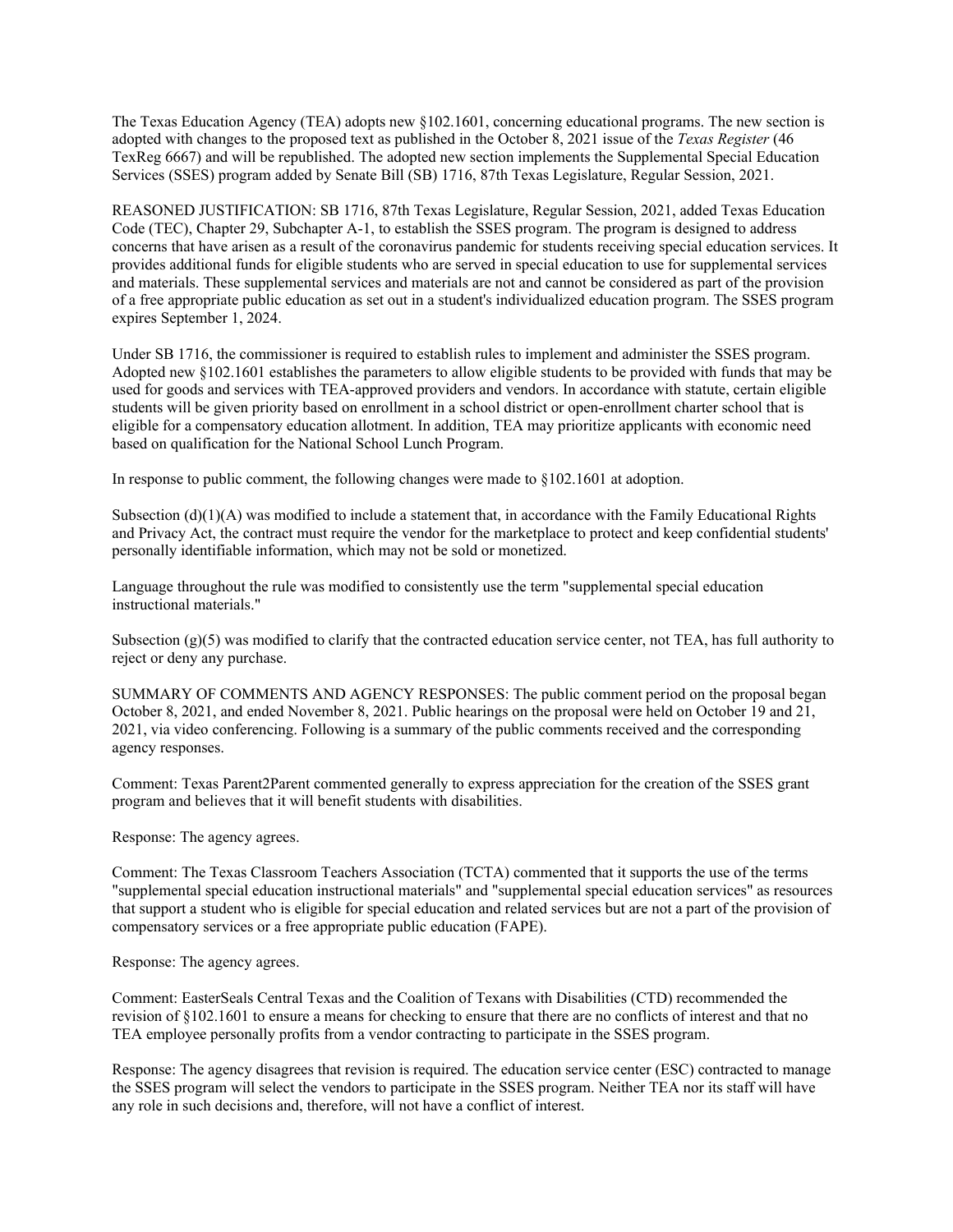The Texas Education Agency (TEA) adopts new §102.1601, concerning educational programs. The new section is adopted with changes to the proposed text as published in the October 8, 2021 issue of the *Texas Register* (46 TexReg 6667) and will be republished. The adopted new section implements the Supplemental Special Education Services (SSES) program added by Senate Bill (SB) 1716, 87th Texas Legislature, Regular Session, 2021.

REASONED JUSTIFICATION: SB 1716, 87th Texas Legislature, Regular Session, 2021, added Texas Education Code (TEC), Chapter 29, Subchapter A-1, to establish the SSES program. The program is designed to address concerns that have arisen as a result of the coronavirus pandemic for students receiving special education services. It provides additional funds for eligible students who are served in special education to use for supplemental services and materials. These supplemental services and materials are not and cannot be considered as part of the provision of a free appropriate public education as set out in a student's individualized education program. The SSES program expires September 1, 2024.

Under SB 1716, the commissioner is required to establish rules to implement and administer the SSES program. Adopted new §102.1601 establishes the parameters to allow eligible students to be provided with funds that may be used for goods and services with TEA-approved providers and vendors. In accordance with statute, certain eligible students will be given priority based on enrollment in a school district or open-enrollment charter school that is eligible for a compensatory education allotment. In addition, TEA may prioritize applicants with economic need based on qualification for the National School Lunch Program.

In response to public comment, the following changes were made to §102.1601 at adoption.

Subsection (d)(1)(A) was modified to include a statement that, in accordance with the Family Educational Rights and Privacy Act, the contract must require the vendor for the marketplace to protect and keep confidential students' personally identifiable information, which may not be sold or monetized.

Language throughout the rule was modified to consistently use the term "supplemental special education instructional materials."

Subsection (g)(5) was modified to clarify that the contracted education service center, not TEA, has full authority to reject or deny any purchase.

SUMMARY OF COMMENTS AND AGENCY RESPONSES: The public comment period on the proposal began October 8, 2021, and ended November 8, 2021. Public hearings on the proposal were held on October 19 and 21, 2021, via video conferencing. Following is a summary of the public comments received and the corresponding agency responses.

Comment: Texas Parent2Parent commented generally to express appreciation for the creation of the SSES grant program and believes that it will benefit students with disabilities.

Response: The agency agrees.

Comment: The Texas Classroom Teachers Association (TCTA) commented that it supports the use of the terms "supplemental special education instructional materials" and "supplemental special education services" as resources that support a student who is eligible for special education and related services but are not a part of the provision of compensatory services or a free appropriate public education (FAPE).

Response: The agency agrees.

Comment: EasterSeals Central Texas and the Coalition of Texans with Disabilities (CTD) recommended the revision of §102.1601 to ensure a means for checking to ensure that there are no conflicts of interest and that no TEA employee personally profits from a vendor contracting to participate in the SSES program.

Response: The agency disagrees that revision is required. The education service center (ESC) contracted to manage the SSES program will select the vendors to participate in the SSES program. Neither TEA nor its staff will have any role in such decisions and, therefore, will not have a conflict of interest.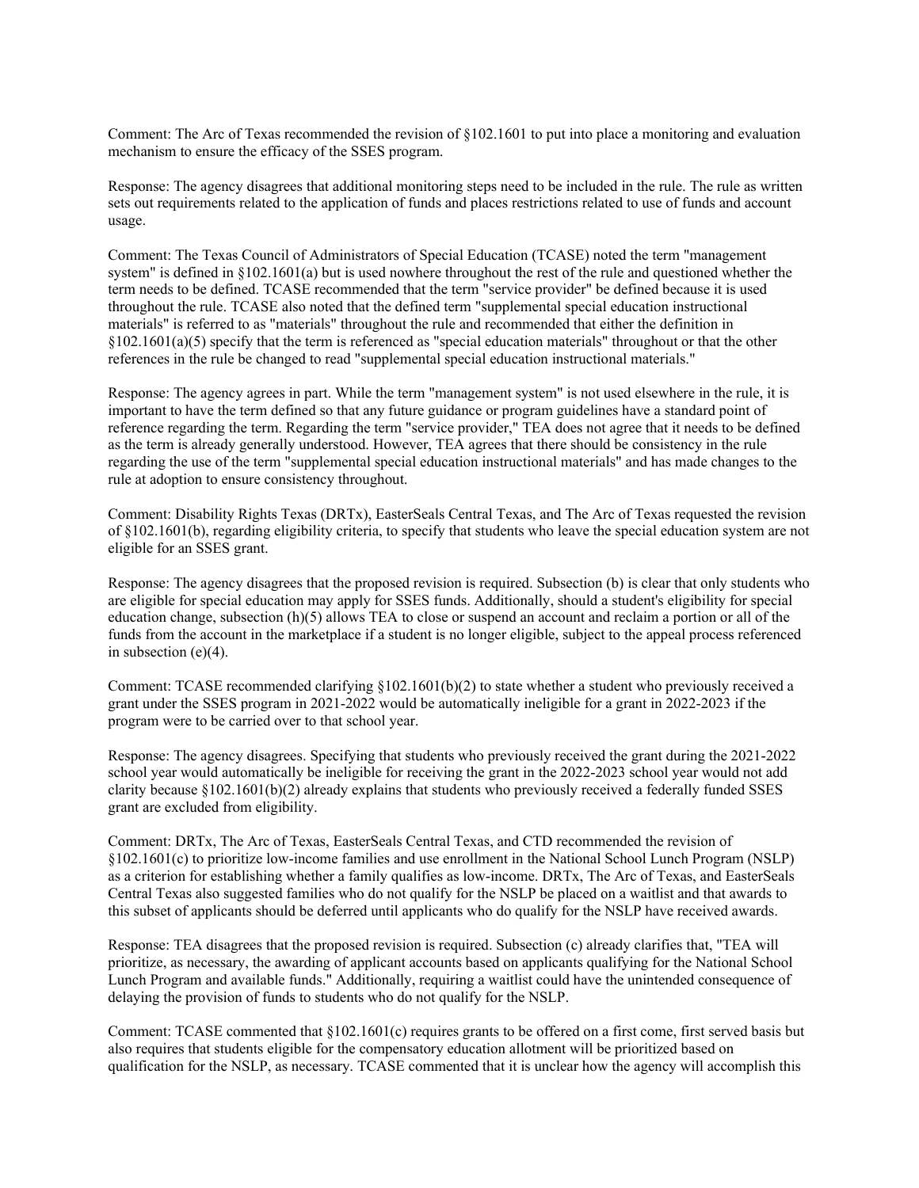Comment: The Arc of Texas recommended the revision of §102.1601 to put into place a monitoring and evaluation mechanism to ensure the efficacy of the SSES program.

Response: The agency disagrees that additional monitoring steps need to be included in the rule. The rule as written sets out requirements related to the application of funds and places restrictions related to use of funds and account usage.

Comment: The Texas Council of Administrators of Special Education (TCASE) noted the term "management system" is defined in §102.1601(a) but is used nowhere throughout the rest of the rule and questioned whether the term needs to be defined. TCASE recommended that the term "service provider" be defined because it is used throughout the rule. TCASE also noted that the defined term "supplemental special education instructional materials" is referred to as "materials" throughout the rule and recommended that either the definition in §102.1601(a)(5) specify that the term is referenced as "special education materials" throughout or that the other references in the rule be changed to read "supplemental special education instructional materials."

Response: The agency agrees in part. While the term "management system" is not used elsewhere in the rule, it is important to have the term defined so that any future guidance or program guidelines have a standard point of reference regarding the term. Regarding the term "service provider," TEA does not agree that it needs to be defined as the term is already generally understood. However, TEA agrees that there should be consistency in the rule regarding the use of the term "supplemental special education instructional materials" and has made changes to the rule at adoption to ensure consistency throughout.

Comment: Disability Rights Texas (DRTx), EasterSeals Central Texas, and The Arc of Texas requested the revision of §102.1601(b), regarding eligibility criteria, to specify that students who leave the special education system are not eligible for an SSES grant.

Response: The agency disagrees that the proposed revision is required. Subsection (b) is clear that only students who are eligible for special education may apply for SSES funds. Additionally, should a student's eligibility for special education change, subsection (h)(5) allows TEA to close or suspend an account and reclaim a portion or all of the funds from the account in the marketplace if a student is no longer eligible, subject to the appeal process referenced in subsection (e)(4).

Comment: TCASE recommended clarifying §102.1601(b)(2) to state whether a student who previously received a grant under the SSES program in 2021-2022 would be automatically ineligible for a grant in 2022-2023 if the program were to be carried over to that school year.

Response: The agency disagrees. Specifying that students who previously received the grant during the 2021-2022 school year would automatically be ineligible for receiving the grant in the 2022-2023 school year would not add clarity because §102.1601(b)(2) already explains that students who previously received a federally funded SSES grant are excluded from eligibility.

Comment: DRTx, The Arc of Texas, EasterSeals Central Texas, and CTD recommended the revision of §102.1601(c) to prioritize low-income families and use enrollment in the National School Lunch Program (NSLP) as a criterion for establishing whether a family qualifies as low-income. DRTx, The Arc of Texas, and EasterSeals Central Texas also suggested families who do not qualify for the NSLP be placed on a waitlist and that awards to this subset of applicants should be deferred until applicants who do qualify for the NSLP have received awards.

Response: TEA disagrees that the proposed revision is required. Subsection (c) already clarifies that, "TEA will prioritize, as necessary, the awarding of applicant accounts based on applicants qualifying for the National School Lunch Program and available funds." Additionally, requiring a waitlist could have the unintended consequence of delaying the provision of funds to students who do not qualify for the NSLP.

Comment: TCASE commented that §102.1601(c) requires grants to be offered on a first come, first served basis but also requires that students eligible for the compensatory education allotment will be prioritized based on qualification for the NSLP, as necessary. TCASE commented that it is unclear how the agency will accomplish this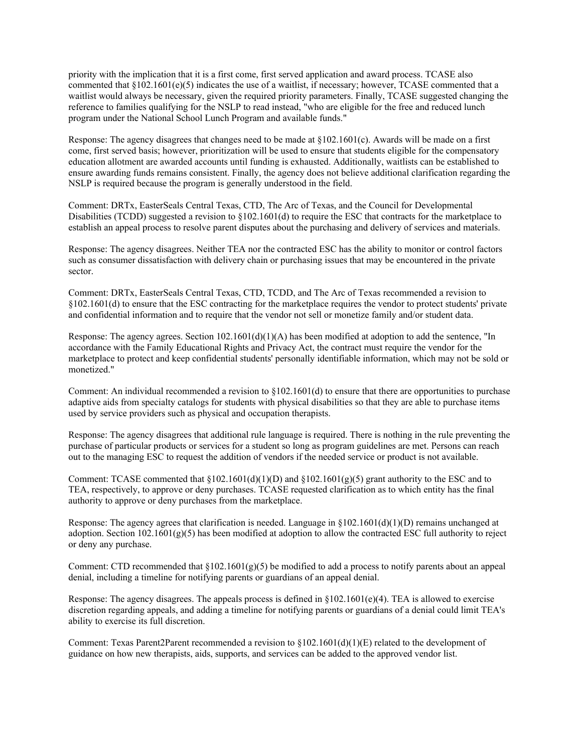priority with the implication that it is a first come, first served application and award process. TCASE also commented that §102.1601(e)(5) indicates the use of a waitlist, if necessary; however, TCASE commented that a waitlist would always be necessary, given the required priority parameters. Finally, TCASE suggested changing the reference to families qualifying for the NSLP to read instead, "who are eligible for the free and reduced lunch program under the National School Lunch Program and available funds."

Response: The agency disagrees that changes need to be made at §102.1601(c). Awards will be made on a first come, first served basis; however, prioritization will be used to ensure that students eligible for the compensatory education allotment are awarded accounts until funding is exhausted. Additionally, waitlists can be established to ensure awarding funds remains consistent. Finally, the agency does not believe additional clarification regarding the NSLP is required because the program is generally understood in the field.

Comment: DRTx, EasterSeals Central Texas, CTD, The Arc of Texas, and the Council for Developmental Disabilities (TCDD) suggested a revision to §102.1601(d) to require the ESC that contracts for the marketplace to establish an appeal process to resolve parent disputes about the purchasing and delivery of services and materials.

Response: The agency disagrees. Neither TEA nor the contracted ESC has the ability to monitor or control factors such as consumer dissatisfaction with delivery chain or purchasing issues that may be encountered in the private sector.

Comment: DRTx, EasterSeals Central Texas, CTD, TCDD, and The Arc of Texas recommended a revision to §102.1601(d) to ensure that the ESC contracting for the marketplace requires the vendor to protect students' private and confidential information and to require that the vendor not sell or monetize family and/or student data.

Response: The agency agrees. Section 102.1601(d)(1)(A) has been modified at adoption to add the sentence, "In accordance with the Family Educational Rights and Privacy Act, the contract must require the vendor for the marketplace to protect and keep confidential students' personally identifiable information, which may not be sold or monetized."

Comment: An individual recommended a revision to §102.1601(d) to ensure that there are opportunities to purchase adaptive aids from specialty catalogs for students with physical disabilities so that they are able to purchase items used by service providers such as physical and occupation therapists.

Response: The agency disagrees that additional rule language is required. There is nothing in the rule preventing the purchase of particular products or services for a student so long as program guidelines are met. Persons can reach out to the managing ESC to request the addition of vendors if the needed service or product is not available.

Comment: TCASE commented that §102.1601(d)(1)(D) and §102.1601(g)(5) grant authority to the ESC and to TEA, respectively, to approve or deny purchases. TCASE requested clarification as to which entity has the final authority to approve or deny purchases from the marketplace.

Response: The agency agrees that clarification is needed. Language in §102.1601(d)(1)(D) remains unchanged at adoption. Section 102.1601(g)(5) has been modified at adoption to allow the contracted ESC full authority to reject or deny any purchase.

Comment: CTD recommended that §102.1601(g)(5) be modified to add a process to notify parents about an appeal denial, including a timeline for notifying parents or guardians of an appeal denial.

Response: The agency disagrees. The appeals process is defined in §102.1601(e)(4). TEA is allowed to exercise discretion regarding appeals, and adding a timeline for notifying parents or guardians of a denial could limit TEA's ability to exercise its full discretion.

Comment: Texas Parent2Parent recommended a revision to §102.1601(d)(1)(E) related to the development of guidance on how new therapists, aids, supports, and services can be added to the approved vendor list.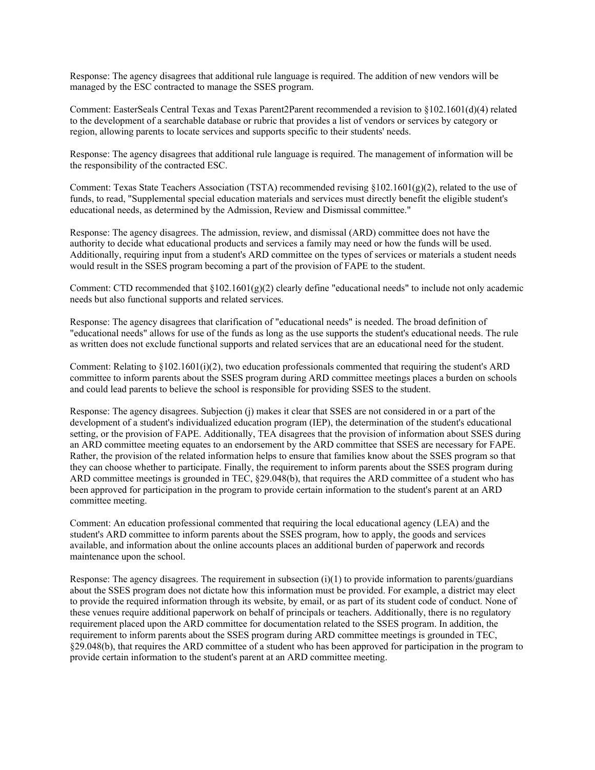Response: The agency disagrees that additional rule language is required. The addition of new vendors will be managed by the ESC contracted to manage the SSES program.

Comment: EasterSeals Central Texas and Texas Parent2Parent recommended a revision to §102.1601(d)(4) related to the development of a searchable database or rubric that provides a list of vendors or services by category or region, allowing parents to locate services and supports specific to their students' needs.

Response: The agency disagrees that additional rule language is required. The management of information will be the responsibility of the contracted ESC.

Comment: Texas State Teachers Association (TSTA) recommended revising §102.1601(g)(2), related to the use of funds, to read, "Supplemental special education materials and services must directly benefit the eligible student's educational needs, as determined by the Admission, Review and Dismissal committee."

Response: The agency disagrees. The admission, review, and dismissal (ARD) committee does not have the authority to decide what educational products and services a family may need or how the funds will be used. Additionally, requiring input from a student's ARD committee on the types of services or materials a student needs would result in the SSES program becoming a part of the provision of FAPE to the student.

Comment: CTD recommended that §102.1601(g)(2) clearly define "educational needs" to include not only academic needs but also functional supports and related services.

Response: The agency disagrees that clarification of "educational needs" is needed. The broad definition of "educational needs" allows for use of the funds as long as the use supports the student's educational needs. The rule as written does not exclude functional supports and related services that are an educational need for the student.

Comment: Relating to §102.1601(i)(2), two education professionals commented that requiring the student's ARD committee to inform parents about the SSES program during ARD committee meetings places a burden on schools and could lead parents to believe the school is responsible for providing SSES to the student.

Response: The agency disagrees. Subjection (j) makes it clear that SSES are not considered in or a part of the development of a student's individualized education program (IEP), the determination of the student's educational setting, or the provision of FAPE. Additionally, TEA disagrees that the provision of information about SSES during an ARD committee meeting equates to an endorsement by the ARD committee that SSES are necessary for FAPE. Rather, the provision of the related information helps to ensure that families know about the SSES program so that they can choose whether to participate. Finally, the requirement to inform parents about the SSES program during ARD committee meetings is grounded in TEC, §29.048(b), that requires the ARD committee of a student who has been approved for participation in the program to provide certain information to the student's parent at an ARD committee meeting.

Comment: An education professional commented that requiring the local educational agency (LEA) and the student's ARD committee to inform parents about the SSES program, how to apply, the goods and services available, and information about the online accounts places an additional burden of paperwork and records maintenance upon the school.

Response: The agency disagrees. The requirement in subsection (i)(1) to provide information to parents/guardians about the SSES program does not dictate how this information must be provided. For example, a district may elect to provide the required information through its website, by email, or as part of its student code of conduct. None of these venues require additional paperwork on behalf of principals or teachers. Additionally, there is no regulatory requirement placed upon the ARD committee for documentation related to the SSES program. In addition, the requirement to inform parents about the SSES program during ARD committee meetings is grounded in TEC, §29.048(b), that requires the ARD committee of a student who has been approved for participation in the program to provide certain information to the student's parent at an ARD committee meeting.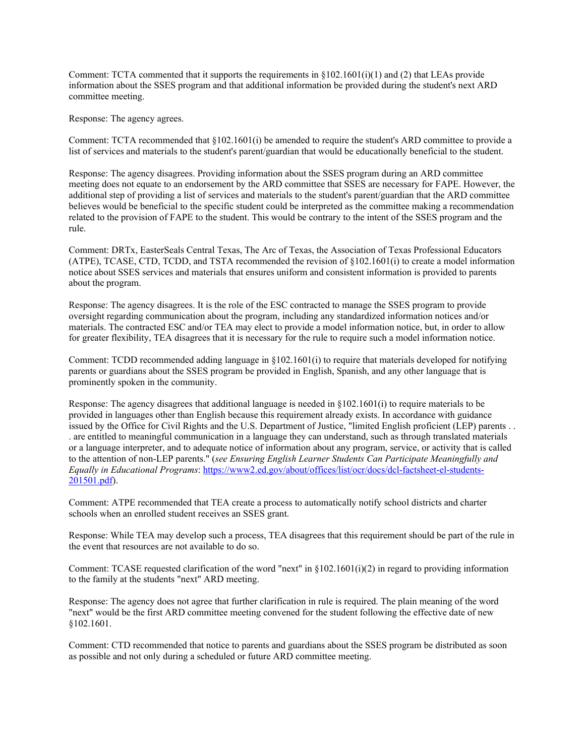Comment: TCTA commented that it supports the requirements in §102.1601(i)(1) and (2) that LEAs provide information about the SSES program and that additional information be provided during the student's next ARD committee meeting.

Response: The agency agrees.

Comment: TCTA recommended that §102.1601(i) be amended to require the student's ARD committee to provide a list of services and materials to the student's parent/guardian that would be educationally beneficial to the student.

Response: The agency disagrees. Providing information about the SSES program during an ARD committee meeting does not equate to an endorsement by the ARD committee that SSES are necessary for FAPE. However, the additional step of providing a list of services and materials to the student's parent/guardian that the ARD committee believes would be beneficial to the specific student could be interpreted as the committee making a recommendation related to the provision of FAPE to the student. This would be contrary to the intent of the SSES program and the rule.

Comment: DRTx, EasterSeals Central Texas, The Arc of Texas, the Association of Texas Professional Educators (ATPE), TCASE, CTD, TCDD, and TSTA recommended the revision of §102.1601(i) to create a model information notice about SSES services and materials that ensures uniform and consistent information is provided to parents about the program.

Response: The agency disagrees. It is the role of the ESC contracted to manage the SSES program to provide oversight regarding communication about the program, including any standardized information notices and/or materials. The contracted ESC and/or TEA may elect to provide a model information notice, but, in order to allow for greater flexibility, TEA disagrees that it is necessary for the rule to require such a model information notice.

Comment: TCDD recommended adding language in §102.1601(i) to require that materials developed for notifying parents or guardians about the SSES program be provided in English, Spanish, and any other language that is prominently spoken in the community.

Response: The agency disagrees that additional language is needed in §102.1601(i) to require materials to be provided in languages other than English because this requirement already exists. In accordance with guidance issued by the Office for Civil Rights and the U.S. Department of Justice, "limited English proficient (LEP) parents . . . are entitled to meaningful communication in a language they can understand, such as through translated materials or a language interpreter, and to adequate notice of information about any program, service, or activity that is called to the attention of non-LEP parents." (*see Ensuring English Learner Students Can Participate Meaningfully and Equally in Educational Programs*: https://www2.ed.gov/about/offices/list/ocr/docs/dcl-factsheet-el-students-201501.pdf).

Comment: ATPE recommended that TEA create a process to automatically notify school districts and charter schools when an enrolled student receives an SSES grant.

Response: While TEA may develop such a process, TEA disagrees that this requirement should be part of the rule in the event that resources are not available to do so.

Comment: TCASE requested clarification of the word "next" in §102.1601(i)(2) in regard to providing information to the family at the students "next" ARD meeting.

Response: The agency does not agree that further clarification in rule is required. The plain meaning of the word "next" would be the first ARD committee meeting convened for the student following the effective date of new §102.1601.

Comment: CTD recommended that notice to parents and guardians about the SSES program be distributed as soon as possible and not only during a scheduled or future ARD committee meeting.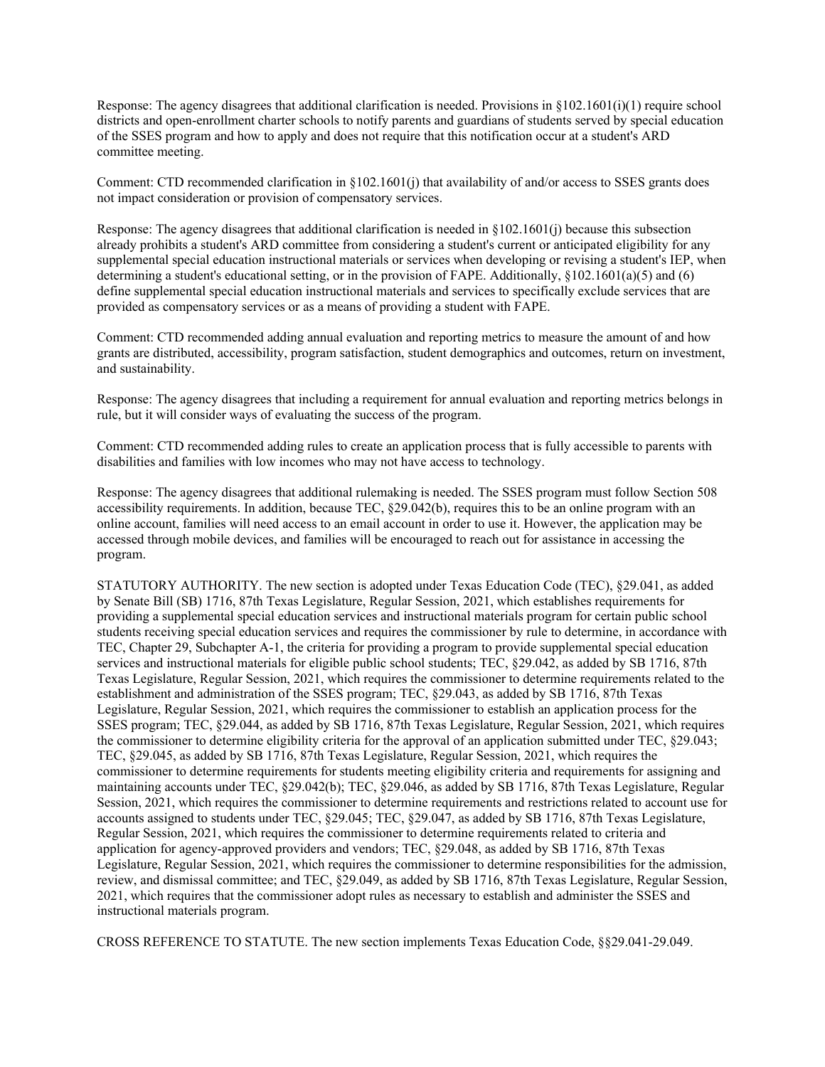Response: The agency disagrees that additional clarification is needed. Provisions in §102.1601(i)(1) require school districts and open-enrollment charter schools to notify parents and guardians of students served by special education of the SSES program and how to apply and does not require that this notification occur at a student's ARD committee meeting.

Comment: CTD recommended clarification in §102.1601(j) that availability of and/or access to SSES grants does not impact consideration or provision of compensatory services.

Response: The agency disagrees that additional clarification is needed in §102.1601(j) because this subsection already prohibits a student's ARD committee from considering a student's current or anticipated eligibility for any supplemental special education instructional materials or services when developing or revising a student's IEP, when determining a student's educational setting, or in the provision of FAPE. Additionally, §102.1601(a)(5) and (6) define supplemental special education instructional materials and services to specifically exclude services that are provided as compensatory services or as a means of providing a student with FAPE.

Comment: CTD recommended adding annual evaluation and reporting metrics to measure the amount of and how grants are distributed, accessibility, program satisfaction, student demographics and outcomes, return on investment, and sustainability.

Response: The agency disagrees that including a requirement for annual evaluation and reporting metrics belongs in rule, but it will consider ways of evaluating the success of the program.

Comment: CTD recommended adding rules to create an application process that is fully accessible to parents with disabilities and families with low incomes who may not have access to technology.

Response: The agency disagrees that additional rulemaking is needed. The SSES program must follow Section 508 accessibility requirements. In addition, because TEC, §29.042(b), requires this to be an online program with an online account, families will need access to an email account in order to use it. However, the application may be accessed through mobile devices, and families will be encouraged to reach out for assistance in accessing the program.

STATUTORY AUTHORITY. The new section is adopted under Texas Education Code (TEC), §29.041, as added by Senate Bill (SB) 1716, 87th Texas Legislature, Regular Session, 2021, which establishes requirements for providing a supplemental special education services and instructional materials program for certain public school students receiving special education services and requires the commissioner by rule to determine, in accordance with TEC, Chapter 29, Subchapter A-1, the criteria for providing a program to provide supplemental special education services and instructional materials for eligible public school students; TEC, §29.042, as added by SB 1716, 87th Texas Legislature, Regular Session, 2021, which requires the commissioner to determine requirements related to the establishment and administration of the SSES program; TEC, §29.043, as added by SB 1716, 87th Texas Legislature, Regular Session, 2021, which requires the commissioner to establish an application process for the SSES program; TEC, §29.044, as added by SB 1716, 87th Texas Legislature, Regular Session, 2021, which requires the commissioner to determine eligibility criteria for the approval of an application submitted under TEC, §29.043; TEC, §29.045, as added by SB 1716, 87th Texas Legislature, Regular Session, 2021, which requires the commissioner to determine requirements for students meeting eligibility criteria and requirements for assigning and maintaining accounts under TEC, §29.042(b); TEC, §29.046, as added by SB 1716, 87th Texas Legislature, Regular Session, 2021, which requires the commissioner to determine requirements and restrictions related to account use for accounts assigned to students under TEC, §29.045; TEC, §29.047, as added by SB 1716, 87th Texas Legislature, Regular Session, 2021, which requires the commissioner to determine requirements related to criteria and application for agency-approved providers and vendors; TEC, §29.048, as added by SB 1716, 87th Texas Legislature, Regular Session, 2021, which requires the commissioner to determine responsibilities for the admission, review, and dismissal committee; and TEC, §29.049, as added by SB 1716, 87th Texas Legislature, Regular Session, 2021, which requires that the commissioner adopt rules as necessary to establish and administer the SSES and instructional materials program.

CROSS REFERENCE TO STATUTE. The new section implements Texas Education Code, §§29.041-29.049.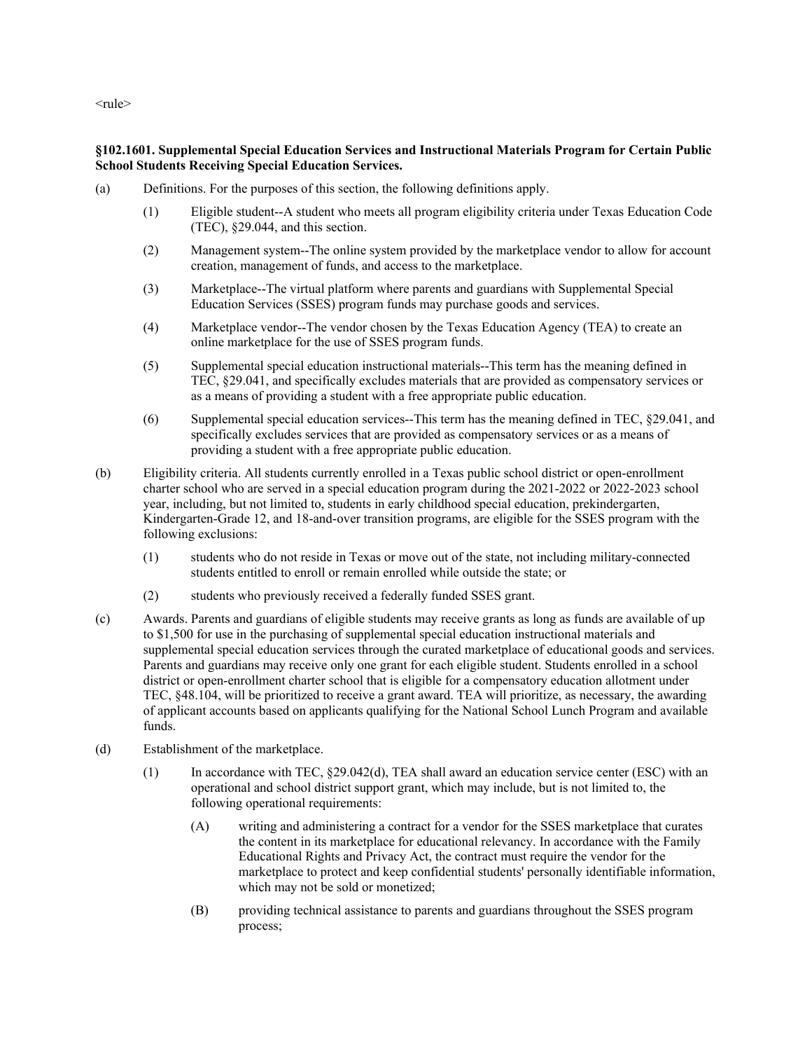<rule>

**§102.1601. Supplemental Special Education Services and Instructional Materials Program for Certain Public School Students Receiving Special Education Services.**

(a) Definitions. For the purposes of this section, the following definitions apply.

(1) Eligible student--A student who meets all program eligibility criteria under Texas Education Code (TEC), §29.044, and this section.

(2) Management system--The online system provided by the marketplace vendor to allow for account creation, management of funds, and access to the marketplace.

(3) Marketplace--The virtual platform where parents and guardians with Supplemental Special Education Services (SSES) program funds may purchase goods and services.

(4) Marketplace vendor--The vendor chosen by the Texas Education Agency (TEA) to create an online marketplace for the use of SSES program funds.

(5) Supplemental special education instructional materials--This term has the meaning defined in TEC, §29.041, and specifically excludes materials that are provided as compensatory services or as a means of providing a student with a free appropriate public education.

(6) Supplemental special education services--This term has the meaning defined in TEC, §29.041, and specifically excludes services that are provided as compensatory services or as a means of providing a student with a free appropriate public education.

(b) Eligibility criteria. All students currently enrolled in a Texas public school district or open-enrollment charter school who are served in a special education program during the 2021-2022 or 2022-2023 school year, including, but not limited to, students in early childhood special education, prekindergarten, Kindergarten-Grade 12, and 18-and-over transition programs, are eligible for the SSES program with the following exclusions:

(1) students who do not reside in Texas or move out of the state, not including military-connected students entitled to enroll or remain enrolled while outside the state; or

(2) students who previously received a federally funded SSES grant.

(c) Awards. Parents and guardians of eligible students may receive grants as long as funds are available of up to $1,500 for use in the purchasing of supplemental special education instructional materials and supplemental special education services through the curated marketplace of educational goods and services. Parents and guardians may receive only one grant for each eligible student. Students enrolled in a school district or open-enrollment charter school that is eligible for a compensatory education allotment under TEC, §48.104, will be prioritized to receive a grant award. TEA will prioritize, as necessary, the awarding of applicant accounts based on applicants qualifying for the National School Lunch Program and available funds.

(d) Establishment of the marketplace.

(1) In accordance with TEC, §29.042(d), TEA shall award an education service center (ESC) with an operational and school district support grant, which may include, but is not limited to, the following operational requirements:

(A) writing and administering a contract for a vendor for the SSES marketplace that curates the content in its marketplace for educational relevancy. In accordance with the Family Educational Rights and Privacy Act, the contract must require the vendor for the marketplace to protect and keep confidential students' personally identifiable information, which may not be sold or monetized;

(B) providing technical assistance to parents and guardians throughout the SSES program process;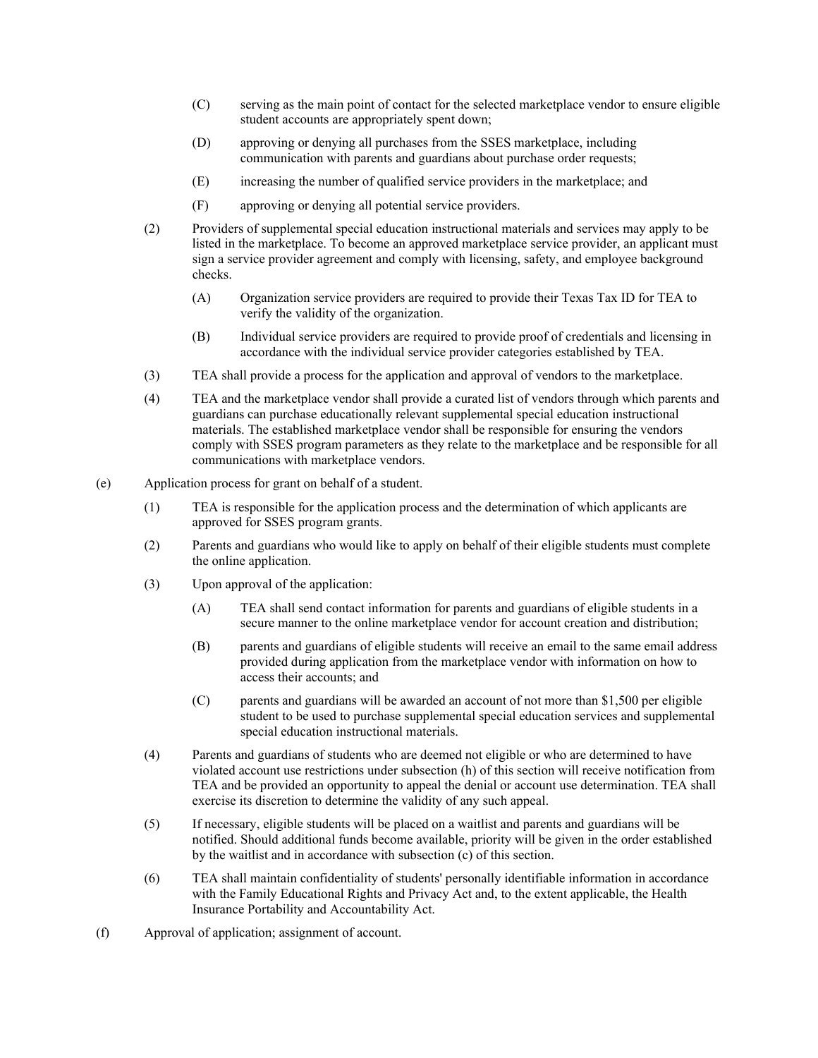(C) serving as the main point of contact for the selected marketplace vendor to ensure eligible student accounts are appropriately spent down;

(D) approving or denying all purchases from the SSES marketplace, including communication with parents and guardians about purchase order requests;

(E) increasing the number of qualified service providers in the marketplace; and

(F) approving or denying all potential service providers.

(2) Providers of supplemental special education instructional materials and services may apply to be listed in the marketplace. To become an approved marketplace service provider, an applicant must sign a service provider agreement and comply with licensing, safety, and employee background checks.

(A) Organization service providers are required to provide their Texas Tax ID for TEA to verify the validity of the organization.

(B) Individual service providers are required to provide proof of credentials and licensing in accordance with the individual service provider categories established by TEA.

(3) TEA shall provide a process for the application and approval of vendors to the marketplace.

(4) TEA and the marketplace vendor shall provide a curated list of vendors through which parents and guardians can purchase educationally relevant supplemental special education instructional materials. The established marketplace vendor shall be responsible for ensuring the vendors comply with SSES program parameters as they relate to the marketplace and be responsible for all communications with marketplace vendors.

(e) Application process for grant on behalf of a student.

(1) TEA is responsible for the application process and the determination of which applicants are approved for SSES program grants.

(2) Parents and guardians who would like to apply on behalf of their eligible students must complete the online application.

(3) Upon approval of the application:

(A) TEA shall send contact information for parents and guardians of eligible students in a secure manner to the online marketplace vendor for account creation and distribution;

(B) parents and guardians of eligible students will receive an email to the same email address provided during application from the marketplace vendor with information on how to access their accounts; and

(C) parents and guardians will be awarded an account of not more than $1,500 per eligible student to be used to purchase supplemental special education services and supplemental special education instructional materials.

(4) Parents and guardians of students who are deemed not eligible or who are determined to have violated account use restrictions under subsection (h) of this section will receive notification from TEA and be provided an opportunity to appeal the denial or account use determination. TEA shall exercise its discretion to determine the validity of any such appeal.

(5) If necessary, eligible students will be placed on a waitlist and parents and guardians will be notified. Should additional funds become available, priority will be given in the order established by the waitlist and in accordance with subsection (c) of this section.

(6) TEA shall maintain confidentiality of students' personally identifiable information in accordance with the Family Educational Rights and Privacy Act and, to the extent applicable, the Health Insurance Portability and Accountability Act.

(f) Approval of application; assignment of account.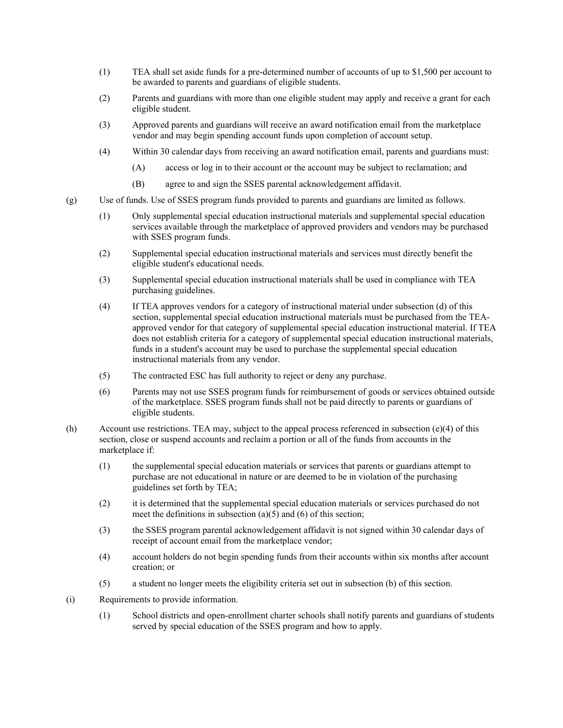(1) TEA shall set aside funds for a pre-determined number of accounts of up to $1,500 per account to be awarded to parents and guardians of eligible students.

(2) Parents and guardians with more than one eligible student may apply and receive a grant for each eligible student.

(3) Approved parents and guardians will receive an award notification email from the marketplace vendor and may begin spending account funds upon completion of account setup.

(4) Within 30 calendar days from receiving an award notification email, parents and guardians must:

(A) access or log in to their account or the account may be subject to reclamation; and

(B) agree to and sign the SSES parental acknowledgement affidavit.

(g) Use of funds. Use of SSES program funds provided to parents and guardians are limited as follows.

(1) Only supplemental special education instructional materials and supplemental special education services available through the marketplace of approved providers and vendors may be purchased with SSES program funds.

(2) Supplemental special education instructional materials and services must directly benefit the eligible student's educational needs.

(3) Supplemental special education instructional materials shall be used in compliance with TEA purchasing guidelines.

(4) If TEA approves vendors for a category of instructional material under subsection (d) of this section, supplemental special education instructional materials must be purchased from the TEA-approved vendor for that category of supplemental special education instructional material. If TEA does not establish criteria for a category of supplemental special education instructional materials, funds in a student's account may be used to purchase the supplemental special education instructional materials from any vendor.

(5) The contracted ESC has full authority to reject or deny any purchase.

(6) Parents may not use SSES program funds for reimbursement of goods or services obtained outside of the marketplace. SSES program funds shall not be paid directly to parents or guardians of eligible students.

(h) Account use restrictions. TEA may, subject to the appeal process referenced in subsection (e)(4) of this section, close or suspend accounts and reclaim a portion or all of the funds from accounts in the marketplace if:

(1) the supplemental special education materials or services that parents or guardians attempt to purchase are not educational in nature or are deemed to be in violation of the purchasing guidelines set forth by TEA;

(2) it is determined that the supplemental special education materials or services purchased do not meet the definitions in subsection (a)(5) and (6) of this section;

(3) the SSES program parental acknowledgement affidavit is not signed within 30 calendar days of receipt of account email from the marketplace vendor;

(4) account holders do not begin spending funds from their accounts within six months after account creation; or

(5) a student no longer meets the eligibility criteria set out in subsection (b) of this section.

(i) Requirements to provide information.

(1) School districts and open-enrollment charter schools shall notify parents and guardians of students served by special education of the SSES program and how to apply.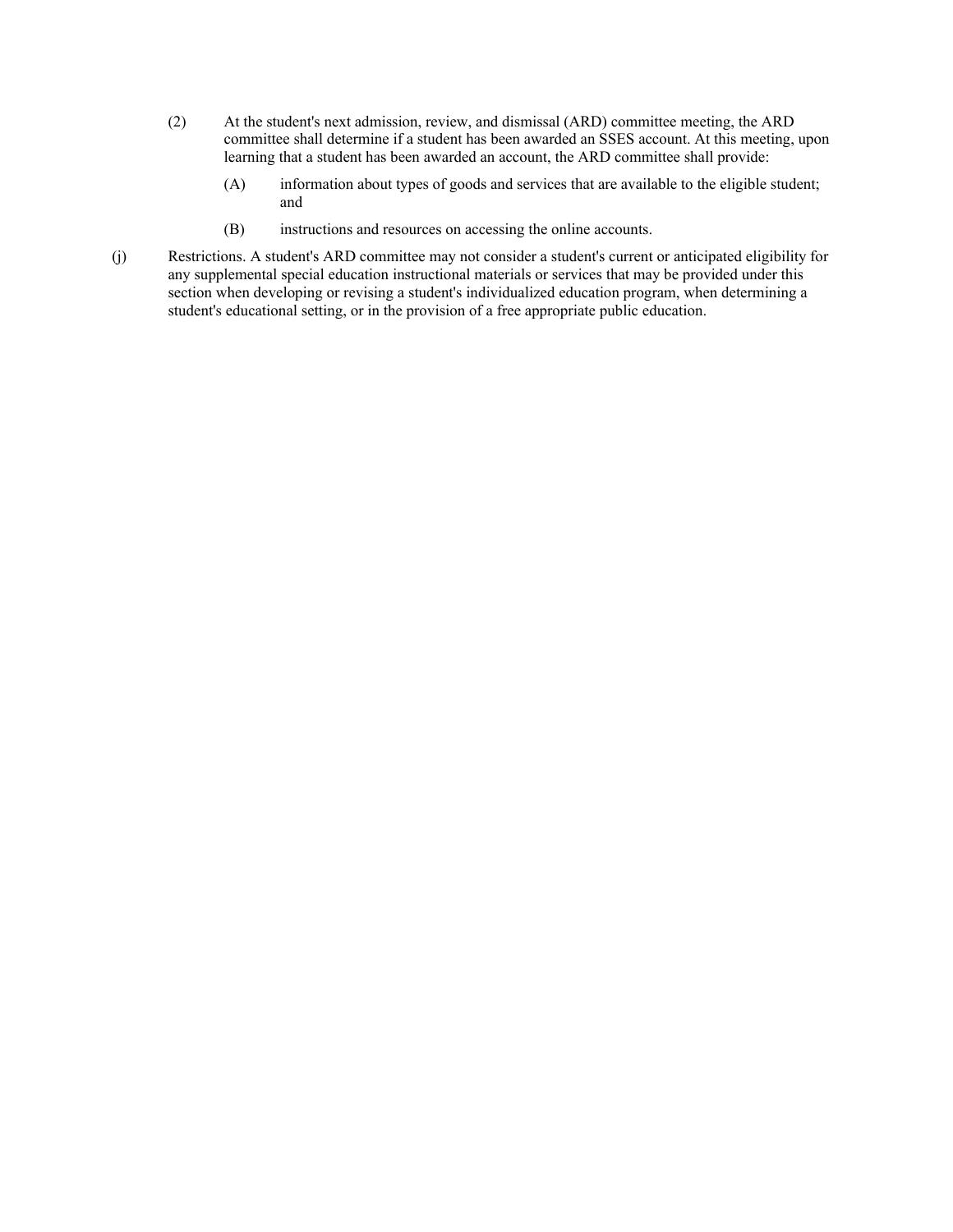(2) At the student's next admission, review, and dismissal (ARD) committee meeting, the ARD committee shall determine if a student has been awarded an SSES account. At this meeting, upon learning that a student has been awarded an account, the ARD committee shall provide:

(A) information about types of goods and services that are available to the eligible student; and

(B) instructions and resources on accessing the online accounts.

(j) Restrictions. A student's ARD committee may not consider a student's current or anticipated eligibility for any supplemental special education instructional materials or services that may be provided under this section when developing or revising a student's individualized education program, when determining a student's educational setting, or in the provision of a free appropriate public education.